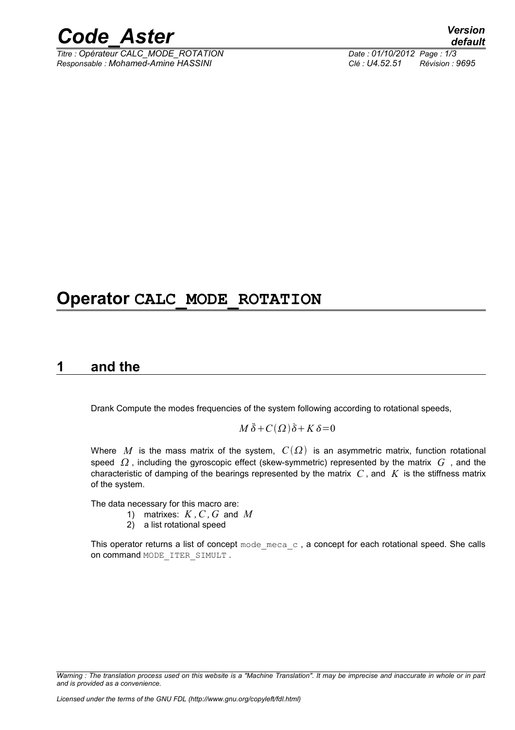# Operator CALC_MODE_ROTATION

## 1 and the

Drank Compute the modes frequencies of the system following according to rotational speeds,

$$M\ddot{\delta}+C(\Omega)\dot{\delta}+K\delta=0$$

Where $M$ is the mass matrix of the system, $C(\Omega)$ is an asymmetric matrix, function rotational speed $\Omega$, including the gyroscopic effect (skew-symmetric) represented by the matrix $G$, and the characteristic of damping of the bearings represented by the matrix $C$, and $K$ is the stiffness matrix of the system.

The data necessary for this macro are:

1) matrixes: $K, C, G$ and $M$
2) a list rotational speed

This operator returns a list of concept `mode_meca_c`, a concept for each rotational speed. She calls on command `MODE_ITER_SIMULT`.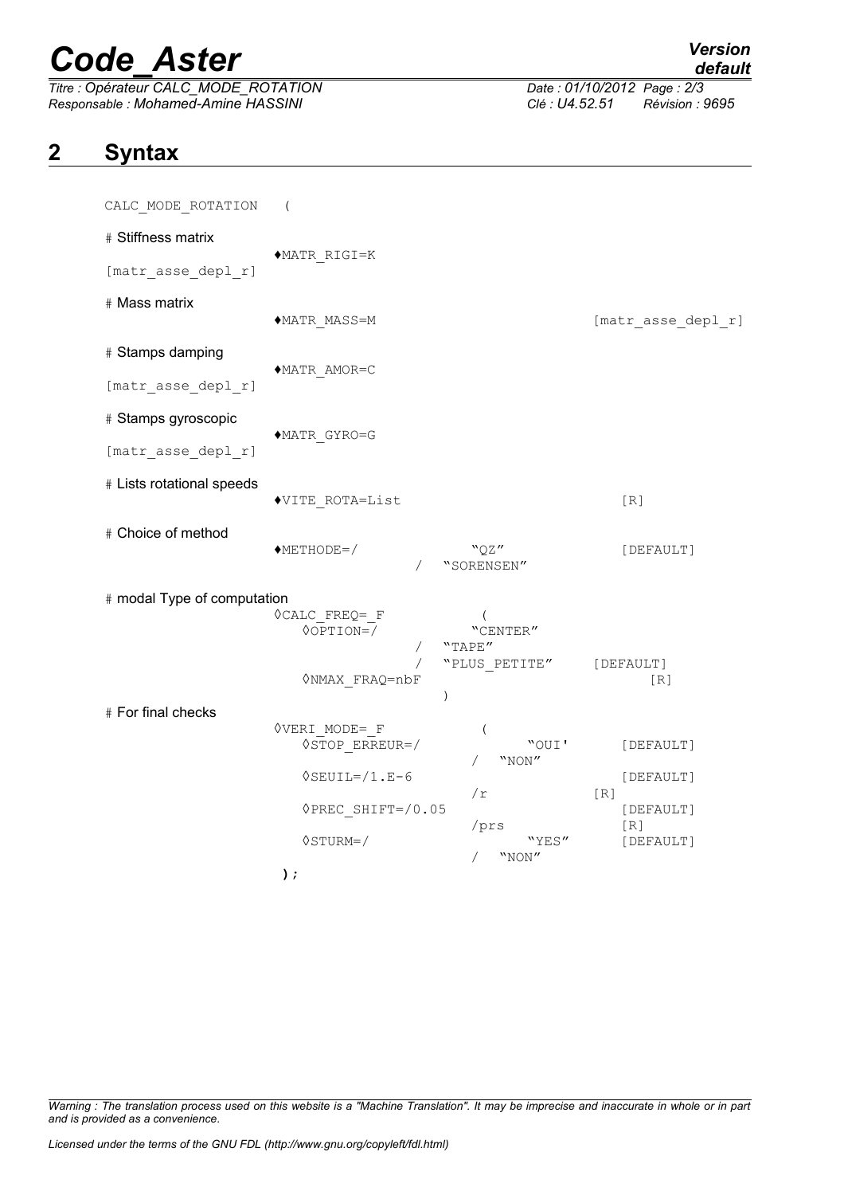## 2 Syntax

```
CALC_MODE_ROTATION   (

# Stiffness matrix
                     ♦MATR_RIGI=K
[matr_asse_depl_r]

# Mass matrix
                     ♦MATR_MASS=M                                [matr_asse_depl_r]

# Stamps damping
                     ♦MATR_AMOR=C
[matr_asse_depl_r]

# Stamps gyroscopic
                     ♦MATR_GYRO=G
[matr_asse_depl_r]

# Lists rotational speeds
                     ♦VITE_ROTA=List                             [R]

# Choice of method
                     ♦METHODE=/             "QZ"                 [DEFAULT]
                                    /   "SORENSEN"

# modal Type of computation
                     ◊CALC_FREQ=_F          (
                        ◊OPTION=/           "CENTER"
                                    /   "TAPE"
                                    /   "PLUS_PETITE"     [DEFAULT]
                        ◊NMAX_FRAQ=nbF                           [R]
                                            )
# For final checks
                     ◊VERI_MODE=_F          (
                        ◊STOP_ERREUR=/           "OUI'           [DEFAULT]
                                            /   "NON"
                        ◊SEUIL=/1.E-6                            [DEFAULT]
                                            /r            [R]
                        ◊PREC_SHIFT=/0.05                        [DEFAULT]
                                            /prs                 [R]
                        ◊STURM=/                 "YES"           [DEFAULT]
                                            /   "NON"
                     );
```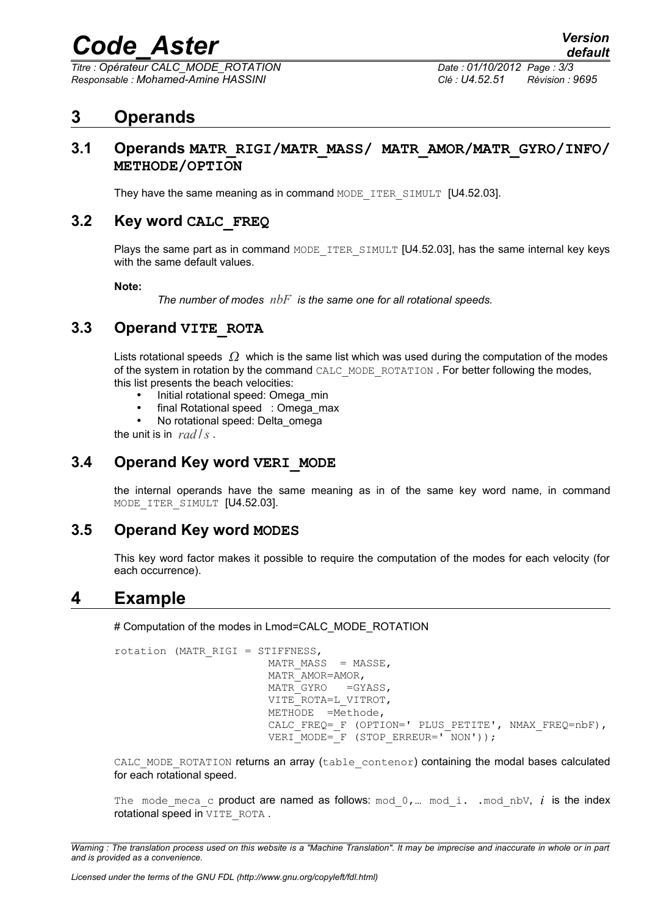# 3 Operands

## 3.1 Operands MATR_RIGI/MATR_MASS/ MATR_AMOR/MATR_GYRO/INFO/ METHODE/OPTION

They have the same meaning as in command MODE_ITER_SIMULT [U4.52.03].

## 3.2 Key word CALC_FREQ

Plays the same part as in command MODE_ITER_SIMULT [U4.52.03], has the same internal key keys with the same default values.

**Note:**

*The number of modes $nbF$ is the same one for all rotational speeds.*

## 3.3 Operand VITE_ROTA

Lists rotational speeds $\Omega$ which is the same list which was used during the computation of the modes of the system in rotation by the command CALC_MODE_ROTATION . For better following the modes, this list presents the beach velocities:

- Initial rotational speed: Omega_min
- final Rotational speed : Omega_max
- No rotational speed: Delta_omega

the unit is in $rad/s$ .

## 3.4 Operand Key word VERI_MODE

the internal operands have the same meaning as in of the same key word name, in command MODE_ITER_SIMULT [U4.52.03].

## 3.5 Operand Key word MODES

This key word factor makes it possible to require the computation of the modes for each velocity (for each occurrence).

# 4 Example

# Computation of the modes in Lmod=CALC_MODE_ROTATION

```
rotation (MATR_RIGI = STIFFNESS,
                        MATR_MASS  = MASSE,
                        MATR_AMOR=AMOR,
                        MATR_GYRO   =GYASS,
                        VITE_ROTA=L_VITROT,
                        METHODE  =Methode,
                        CALC_FREQ=_F (OPTION=' PLUS_PETITE', NMAX_FREQ=nbF),
                        VERI_MODE=_F (STOP_ERREUR=' NON'));
```

CALC_MODE_ROTATION returns an array (table_contenor) containing the modal bases calculated for each rotational speed.

The mode_meca_c product are named as follows: mod_0,… mod_i. .mod_nbV, $i$ is the index rotational speed in VITE_ROTA .